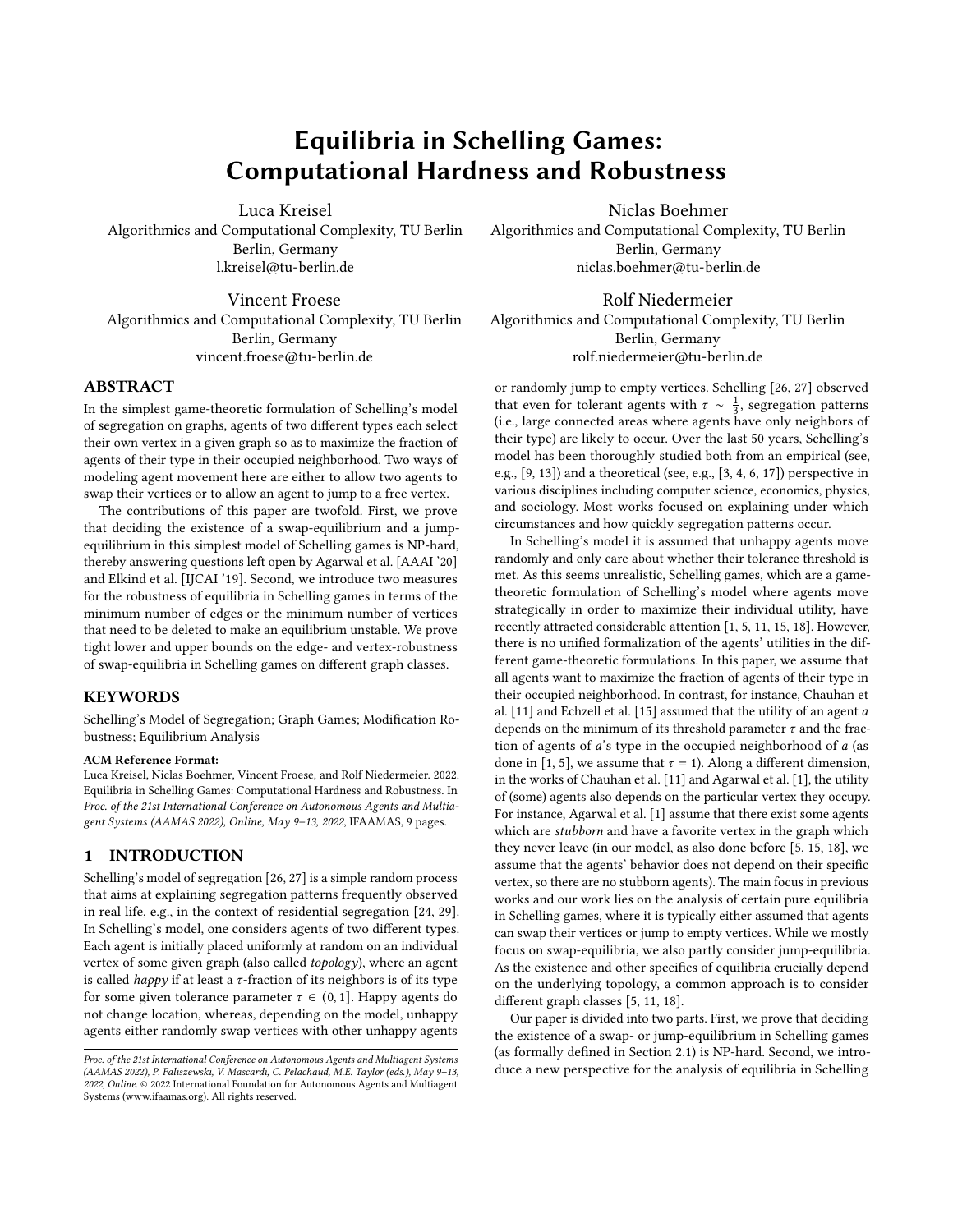# Equilibria in Schelling Games: Computational Hardness and Robustness

Luca Kreisel
Algorithmics and Computational Complexity, TU Berlin
Berlin, Germany
l.kreisel@tu-berlin.de

Niclas Boehmer
Algorithmics and Computational Complexity, TU Berlin
Berlin, Germany
niclas.boehmer@tu-berlin.de

Vincent Froese
Algorithmics and Computational Complexity, TU Berlin
Berlin, Germany
vincent.froese@tu-berlin.de

Rolf Niedermeier
Algorithmics and Computational Complexity, TU Berlin
Berlin, Germany
rolf.niedermeier@tu-berlin.de

## ABSTRACT

In the simplest game-theoretic formulation of Schelling's model of segregation on graphs, agents of two different types each select their own vertex in a given graph so as to maximize the fraction of agents of their type in their occupied neighborhood. Two ways of modeling agent movement here are either to allow two agents to swap their vertices or to allow an agent to jump to a free vertex.

The contributions of this paper are twofold. First, we prove that deciding the existence of a swap-equilibrium and a jump-equilibrium in this simplest model of Schelling games is NP-hard, thereby answering questions left open by Agarwal et al. [AAAI '20] and Elkind et al. [IJCAI '19]. Second, we introduce two measures for the robustness of equilibria in Schelling games in terms of the minimum number of edges or the minimum number of vertices that need to be deleted to make an equilibrium unstable. We prove tight lower and upper bounds on the edge- and vertex-robustness of swap-equilibria in Schelling games on different graph classes.

## KEYWORDS

Schelling's Model of Segregation; Graph Games; Modification Robustness; Equilibrium Analysis

**ACM Reference Format:**
Luca Kreisel, Niclas Boehmer, Vincent Froese, and Rolf Niedermeier. 2022. Equilibria in Schelling Games: Computational Hardness and Robustness. In *Proc. of the 21st International Conference on Autonomous Agents and Multiagent Systems (AAMAS 2022), Online, May 9–13, 2022*, IFAAMAS, 9 pages.

## 1 INTRODUCTION

Schelling's model of segregation [26, 27] is a simple random process that aims at explaining segregation patterns frequently observed in real life, e.g., in the context of residential segregation [24, 29]. In Schelling's model, one considers agents of two different types. Each agent is initially placed uniformly at random on an individual vertex of some given graph (also called *topology*), where an agent is called *happy* if at least a $\tau$-fraction of its neighbors is of its type for some given tolerance parameter $\tau \in (0, 1]$. Happy agents do not change location, whereas, depending on the model, unhappy agents either randomly swap vertices with other unhappy agents or randomly jump to empty vertices. Schelling [26, 27] observed that even for tolerant agents with $\tau \sim \frac{1}{3}$, segregation patterns (i.e., large connected areas where agents have only neighbors of their type) are likely to occur. Over the last 50 years, Schelling's model has been thoroughly studied both from an empirical (see, e.g., [9, 13]) and a theoretical (see, e.g., [3, 4, 6, 17]) perspective in various disciplines including computer science, economics, physics, and sociology. Most works focused on explaining under which circumstances and how quickly segregation patterns occur.

In Schelling's model it is assumed that unhappy agents move randomly and only care about whether their tolerance threshold is met. As this seems unrealistic, Schelling games, which are a game-theoretic formulation of Schelling's model where agents move strategically in order to maximize their individual utility, have recently attracted considerable attention [1, 5, 11, 15, 18]. However, there is no unified formalization of the agents' utilities in the different game-theoretic formulations. In this paper, we assume that all agents want to maximize the fraction of agents of their type in their occupied neighborhood. In contrast, for instance, Chauhan et al. [11] and Echzell et al. [15] assumed that the utility of an agent $a$ depends on the minimum of its threshold parameter $\tau$ and the fraction of agents of $a$'s type in the occupied neighborhood of $a$ (as done in [1, 5], we assume that $\tau = 1$). Along a different dimension, in the works of Chauhan et al. [11] and Agarwal et al. [1], the utility of (some) agents also depends on the particular vertex they occupy. For instance, Agarwal et al. [1] assume that there exist some agents which are *stubborn* and have a favorite vertex in the graph which they never leave (in our model, as also done before [5, 15, 18], we assume that the agents' behavior does not depend on their specific vertex, so there are no stubborn agents). The main focus in previous works and our work lies on the analysis of certain pure equilibria in Schelling games, where it is typically either assumed that agents can swap their vertices or jump to empty vertices. While we mostly focus on swap-equilibria, we also partly consider jump-equilibria. As the existence and other specifics of equilibria crucially depend on the underlying topology, a common approach is to consider different graph classes [5, 11, 18].

Our paper is divided into two parts. First, we prove that deciding the existence of a swap- or jump-equilibrium in Schelling games (as formally defined in Section 2.1) is NP-hard. Second, we introduce a new perspective for the analysis of equilibria in Schelling

*Proc. of the 21st International Conference on Autonomous Agents and Multiagent Systems (AAMAS 2022), P. Faliszewski, V. Mascardi, C. Pelachaud, M.E. Taylor (eds.), May 9–13, 2022, Online.* © 2022 International Foundation for Autonomous Agents and Multiagent Systems (www.ifaamas.org). All rights reserved.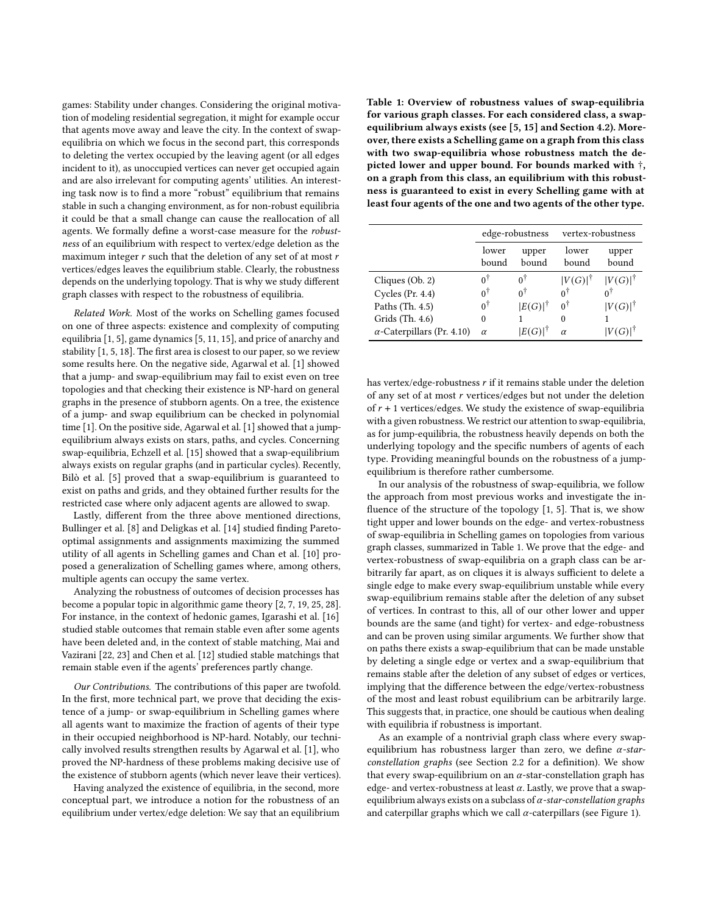games: Stability under changes. Considering the original motivation of modeling residential segregation, it might for example occur that agents move away and leave the city. In the context of swap-equilibria on which we focus in the second part, this corresponds to deleting the vertex occupied by the leaving agent (or all edges incident to it), as unoccupied vertices can never get occupied again and are also irrelevant for computing agents' utilities. An interesting task now is to find a more "robust" equilibrium that remains stable in such a changing environment, as for non-robust equilibria it could be that a small change can cause the reallocation of all agents. We formally define a worst-case measure for the *robustness* of an equilibrium with respect to vertex/edge deletion as the maximum integer $r$ such that the deletion of any set of at most $r$ vertices/edges leaves the equilibrium stable. Clearly, the robustness depends on the underlying topology. That is why we study different graph classes with respect to the robustness of equilibria.

*Related Work.* Most of the works on Schelling games focused on one of three aspects: existence and complexity of computing equilibria [1, 5], game dynamics [5, 11, 15], and price of anarchy and stability [1, 5, 18]. The first area is closest to our paper, so we review some results here. On the negative side, Agarwal et al. [1] showed that a jump- and swap-equilibrium may fail to exist even on tree topologies and that checking their existence is NP-hard on general graphs in the presence of stubborn agents. On a tree, the existence of a jump- and swap equilibrium can be checked in polynomial time [1]. On the positive side, Agarwal et al. [1] showed that a jump-equilibrium always exists on stars, paths, and cycles. Concerning swap-equilibria, Echzell et al. [15] showed that a swap-equilibrium always exists on regular graphs (and in particular cycles). Recently, Bilò et al. [5] proved that a swap-equilibrium is guaranteed to exist on paths and grids, and they obtained further results for the restricted case where only adjacent agents are allowed to swap.

Lastly, different from the three above mentioned directions, Bullinger et al. [8] and Deligkas et al. [14] studied finding Pareto-optimal assignments and assignments maximizing the summed utility of all agents in Schelling games and Chan et al. [10] proposed a generalization of Schelling games where, among others, multiple agents can occupy the same vertex.

Analyzing the robustness of outcomes of decision processes has become a popular topic in algorithmic game theory [2, 7, 19, 25, 28]. For instance, in the context of hedonic games, Igarashi et al. [16] studied stable outcomes that remain stable even after some agents have been deleted and, in the context of stable matching, Mai and Vazirani [22, 23] and Chen et al. [12] studied stable matchings that remain stable even if the agents' preferences partly change.

*Our Contributions.* The contributions of this paper are twofold. In the first, more technical part, we prove that deciding the existence of a jump- or swap-equilibrium in Schelling games where all agents want to maximize the fraction of agents of their type in their occupied neighborhood is NP-hard. Notably, our technically involved results strengthen results by Agarwal et al. [1], who proved the NP-hardness of these problems making decisive use of the existence of stubborn agents (which never leave their vertices).

Having analyzed the existence of equilibria, in the second, more conceptual part, we introduce a notion for the robustness of an equilibrium under vertex/edge deletion: We say that an equilibrium has vertex/edge-robustness $r$ if it remains stable under the deletion of any set of at most $r$ vertices/edges but not under the deletion of $r + 1$ vertices/edges. We study the existence of swap-equilibria with a given robustness. We restrict our attention to swap-equilibria, as for jump-equilibria, the robustness heavily depends on both the underlying topology and the specific numbers of agents of each type. Providing meaningful bounds on the robustness of a jump-equilibrium is therefore rather cumbersome.

In our analysis of the robustness of swap-equilibria, we follow the approach from most previous works and investigate the influence of the structure of the topology [1, 5]. That is, we show tight upper and lower bounds on the edge- and vertex-robustness of swap-equilibria in Schelling games on topologies from various graph classes, summarized in Table 1. We prove that the edge- and vertex-robustness of swap-equilibria on a graph class can be arbitrarily far apart, as on cliques it is always sufficient to delete a single edge to make every swap-equilibrium unstable while every swap-equilibrium remains stable after the deletion of any subset of vertices. In contrast to this, all of our other lower and upper bounds are the same (and tight) for vertex- and edge-robustness and can be proven using similar arguments. We further show that on paths there exists a swap-equilibrium that can be made unstable by deleting a single edge or vertex and a swap-equilibrium that remains stable after the deletion of any subset of edges or vertices, implying that the difference between the edge/vertex-robustness of the most and least robust equilibrium can be arbitrarily large. This suggests that, in practice, one should be cautious when dealing with equilibria if robustness is important.

As an example of a nontrivial graph class where every swap-equilibrium has robustness larger than zero, we define *α-star-constellation graphs* (see Section 2.2 for a definition). We show that every swap-equilibrium on an α-star-constellation graph has edge- and vertex-robustness at least $\alpha$. Lastly, we prove that a swap-equilibrium always exists on a subclass of *α-star-constellation graphs* and caterpillar graphs which we call α-caterpillars (see Figure 1).

**Table 1: Overview of robustness values of swap-equilibria for various graph classes. For each considered class, a swap-equilibrium always exists (see [5, 15] and Section 4.2). Moreover, there exists a Schelling game on a graph from this class with two swap-equilibria whose robustness match the depicted lower and upper bound. For bounds marked with †, on a graph from this class, an equilibrium with this robustness is guaranteed to exist in every Schelling game with at least four agents of the one and two agents of the other type.**

| | edge-robustness | | vertex-robustness | |
|---|---|---|---|---|
| | lower bound | upper bound | lower bound | upper bound |
| Cliques (Ob. 2) | $0^\dagger$ | $0^\dagger$ | $\lvert V(G)\rvert^\dagger$ | $\lvert V(G)\rvert^\dagger$ |
| Cycles (Pr. 4.4) | $0^\dagger$ | $0^\dagger$ | $0^\dagger$ | $0^\dagger$ |
| Paths (Th. 4.5) | $0^\dagger$ | $\lvert E(G)\rvert^\dagger$ | $0^\dagger$ | $\lvert V(G)\rvert^\dagger$ |
| Grids (Th. 4.6) | 0 | 1 | 0 | 1 |
| $\alpha$-Caterpillars (Pr. 4.10) | $\alpha$ | $\lvert E(G)\rvert^\dagger$ | $\alpha$ | $\lvert V(G)\rvert^\dagger$ |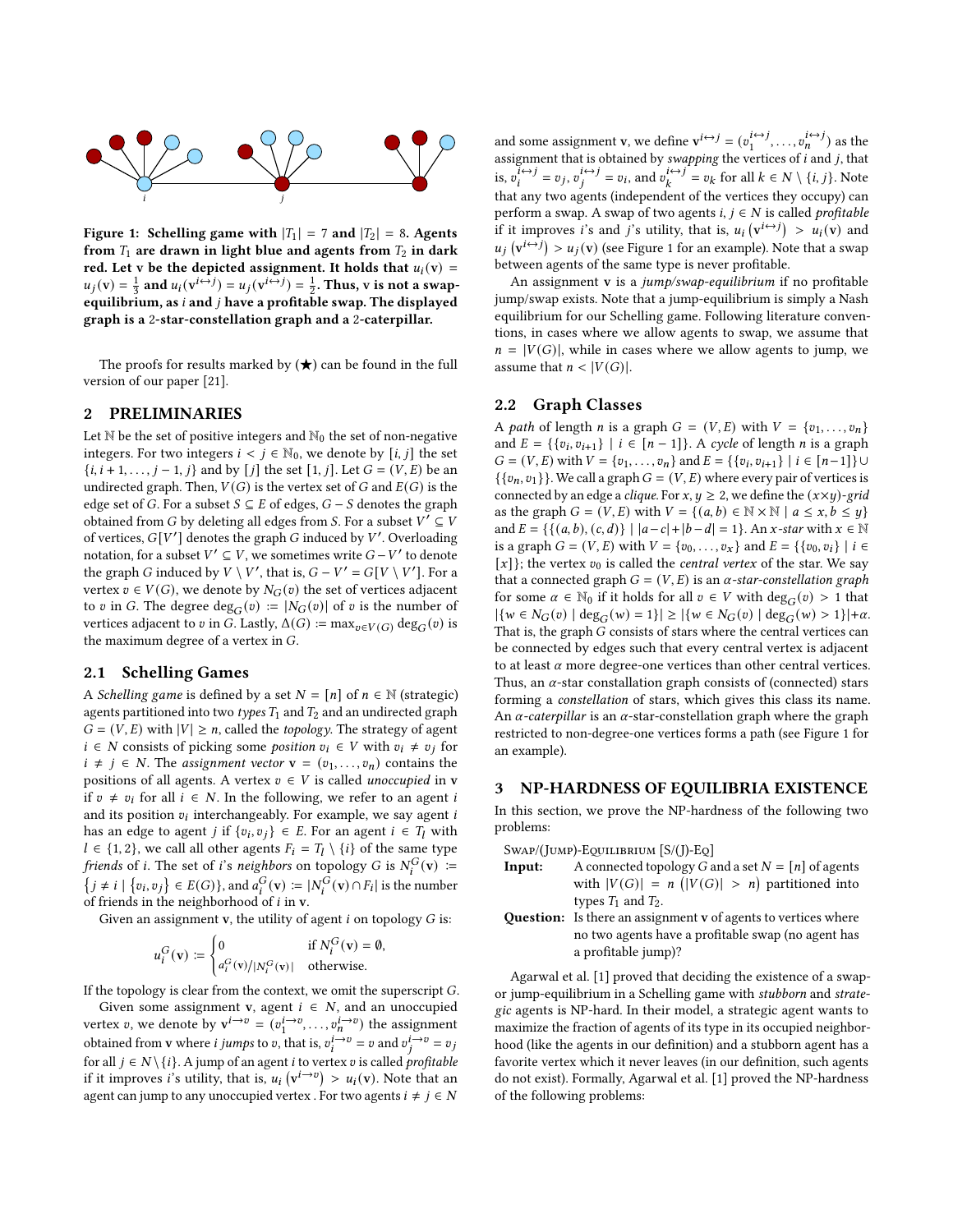Figure 1: Schelling game with $|T_1| = 7$ and $|T_2| = 8$. Agents from $T_1$ are drawn in light blue and agents from $T_2$ in dark red. Let $\mathbf{v}$ be the depicted assignment. It holds that $u_i(\mathbf{v}) = u_j(\mathbf{v}) = \frac{1}{3}$ and $u_i(\mathbf{v}^{i\leftrightarrow j}) = u_j(\mathbf{v}^{i\leftrightarrow j}) = \frac{1}{2}$. Thus, $\mathbf{v}$ is not a swap-equilibrium, as $i$ and $j$ have a profitable swap. The displayed graph is a 2-star-constellation graph and a 2-caterpillar.

The proofs for results marked by (★) can be found in the full version of our paper [21].

## 2 PRELIMINARIES

Let $\mathbb{N}$ be the set of positive integers and $\mathbb{N}_0$ the set of non-negative integers. For two integers $i < j \in \mathbb{N}_0$, we denote by $[i, j]$ the set $\{i, i+1, \ldots, j-1, j\}$ and by $[j]$ the set $[1, j]$. Let $G = (V, E)$ be an undirected graph. Then, $V(G)$ is the vertex set of $G$ and $E(G)$ is the edge set of $G$. For a subset $S \subseteq E$ of edges, $G - S$ denotes the graph obtained from $G$ by deleting all edges from $S$. For a subset $V' \subseteq V$ of vertices, $G[V']$ denotes the graph $G$ induced by $V'$. Overloading notation, for a subset $V' \subseteq V$, we sometimes write $G - V'$ to denote the graph $G$ induced by $V \setminus V'$, that is, $G - V' = G[V \setminus V']$. For a vertex $v \in V(G)$, we denote by $N_G(v)$ the set of vertices adjacent to $v$ in $G$. The degree $\deg_G(v) := |N_G(v)|$ of $v$ is the number of vertices adjacent to $v$ in $G$. Lastly, $\Delta(G) := \max_{v\in V(G)} \deg_G(v)$ is the maximum degree of a vertex in $G$.

### 2.1 Schelling Games

A *Schelling game* is defined by a set $N = [n]$ of $n \in \mathbb{N}$ (strategic) agents partitioned into two *types* $T_1$ and $T_2$ and an undirected graph $G = (V, E)$ with $|V| \geq n$, called the *topology*. The strategy of agent $i \in N$ consists of picking some *position* $v_i \in V$ with $v_i \neq v_j$ for $i \neq j \in N$. The *assignment vector* $\mathbf{v} = (v_1, \ldots, v_n)$ contains the positions of all agents. A vertex $v \in V$ is called *unoccupied* in $\mathbf{v}$ if $v \neq v_i$ for all $i \in N$. In the following, we refer to an agent $i$ and its position $v_i$ interchangeably. For example, we say agent $i$ has an agent $j$ if $\{v_i, v_j\} \in E$. For an agent $i \in T_l$ with $l \in \{1, 2\}$, we call all other agents $F_i = T_l \setminus \{i\}$ of the same type *friends* of $i$. The set of $i$'s *neighbors* on topology $G$ is $N_i^G(\mathbf{v}) := \{j \neq i \mid \{v_i, v_j\} \in E(G)\}$, and $a_i^G(\mathbf{v}) := |N_i^G(\mathbf{v}) \cap F_i|$ is the number of friends in the neighborhood of $i$ in $\mathbf{v}$.

Given an assignment $\mathbf{v}$, the utility of agent $i$ on topology $G$ is:

$$u_i^G(\mathbf{v}) := \begin{cases} 0 & \text{if } N_i^G(\mathbf{v}) = \emptyset, \\ a_i^G(\mathbf{v})/|N_i^G(\mathbf{v})| & \text{otherwise.} \end{cases}$$

If the topology is clear from the context, we omit the superscript $G$.

Given some assignment $\mathbf{v}$, agent $i \in N$, and an unoccupied vertex $v$, we denote by $\mathbf{v}^{i\to v} = (v_1^{i\to v}, \ldots, v_n^{i\to v})$ the assignment obtained from $\mathbf{v}$ where $i$ *jumps* to $v$, that is, $v_i^{i\to v} = v$ and $v_j^{i\to v} = v_j$ for all $j \in N \setminus \{i\}$. A jump of an agent $i$ to vertex $v$ is called *profitable* if it improves $i$'s utility, that is, $u_i(\mathbf{v}^{i\to v}) > u_i(\mathbf{v})$. Note that an agent can jump to any unoccupied vertex . For two agents $i \neq j \in N$ and some assignment $\mathbf{v}$, we define $\mathbf{v}^{i\leftrightarrow j} = (v_1^{i\leftrightarrow j}, \ldots, v_n^{i\leftrightarrow j})$ as the assignment that is obtained by *swapping* the vertices of $i$ and $j$, that is, $v_i^{i\leftrightarrow j} = v_j$, $v_j^{i\leftrightarrow j} = v_i$, and $v_k^{i\leftrightarrow j} = v_k$ for all $k \in N \setminus \{i, j\}$. Note that any two agents (independent of the vertices they occupy) can perform a swap. A swap of two agents $i, j \in N$ is called *profitable* if it improves $i$'s and $j$'s utility, that is, $u_i(\mathbf{v}^{i\leftrightarrow j}) > u_i(\mathbf{v})$ and $u_j(\mathbf{v}^{i\leftrightarrow j}) > u_j(\mathbf{v})$ (see Figure 1 for an example). Note that a swap between agents of the same type is never profitable.

An assignment $\mathbf{v}$ is a *jump/swap-equilibrium* if no profitable jump/swap exists. Note that a jump-equilibrium is simply a Nash equilibrium for our Schelling game. Following literature conventions, in cases where we allow agents to swap, we assume that $n = |V(G)|$, while in cases where we allow agents to jump, we assume that $n < |V(G)|$.

### 2.2 Graph Classes

A *path* of length $n$ is a graph $G = (V, E)$ with $V = \{v_1, \ldots, v_n\}$ and $E = \{\{v_i, v_{i+1}\} \mid i \in [n-1]\}$. A *cycle* of length $n$ is a graph $G = (V, E)$ with $V = \{v_1, \ldots, v_n\}$ and $E = \{\{v_i, v_{i+1}\} \mid i \in [n-1]\} \cup \{\{v_n, v_1\}\}$. We call a graph $G = (V, E)$ where every pair of vertices is connected by an edge a *clique*. For $x, y \geq 2$, we define the $(x\times y)$*-grid* as the graph $G = (V, E)$ with $V = \{(a, b) \in \mathbb{N} \times \mathbb{N} \mid a \leq x, b \leq y\}$ and $E = \{\{(a, b), (c, d)\} \mid |a-c|+|b-d| = 1\}$. An $x$*-star* with $x \in \mathbb{N}$ is a graph $G = (V, E)$ with $V = \{v_0, \ldots, v_x\}$ and $E = \{\{v_0, v_i\} \mid i \in [x]\}$; the vertex $v_0$ is called the *central vertex* of the star. We say that a connected graph $G = (V, E)$ is an $\alpha$*-star-constellation graph* for some $\alpha \in \mathbb{N}_0$ if it holds for all $v \in V$ with $\deg_G(v) > 1$ that $|\{w \in N_G(v) \mid \deg_G(w) = 1\}| \geq |\{w \in N_G(v) \mid \deg_G(w) > 1\}| + \alpha$. That is, the graph $G$ consists of stars where the central vertices can be connected by edges such that every central vertex is adjacent to at least $\alpha$ more degree-one vertices than other central vertices. Thus, an $\alpha$-star constallation graph consists of (connected) stars forming a *constellation* of stars, which gives this class its name. An $\alpha$*-caterpillar* is an $\alpha$-star-constellation graph where the graph restricted to non-degree-one vertices forms a path (see Figure 1 for an example).

## 3 NP-HARDNESS OF EQUILIBRIA EXISTENCE

In this section, we prove the NP-hardness of the following two problems:

Swap/(Jump)-Equilibrium [S/(J)-Eq]

**Input:** A connected topology $G$ and a set $N = [n]$ of agents with $|V(G)| = n$ $(|V(G)| > n)$ partitioned into types $T_1$ and $T_2$.

**Question:** Is there an assignment $\mathbf{v}$ of agents to vertices where no two agents have a profitable swap (no agent has a profitable jump)?

Agarwal et al. [1] proved that deciding the existence of a swap- or jump-equilibrium in a Schelling game with *stubborn* and *strategic* agents is NP-hard. In their model, a strategic agent wants to maximize the fraction of agents of its type in its occupied neighborhood (like the agents in our definition) and a stubborn agent has a favorite vertex which it never leaves (in our definition, such agents do not exist). Formally, Agarwal et al. [1] proved the NP-hardness of the following problems: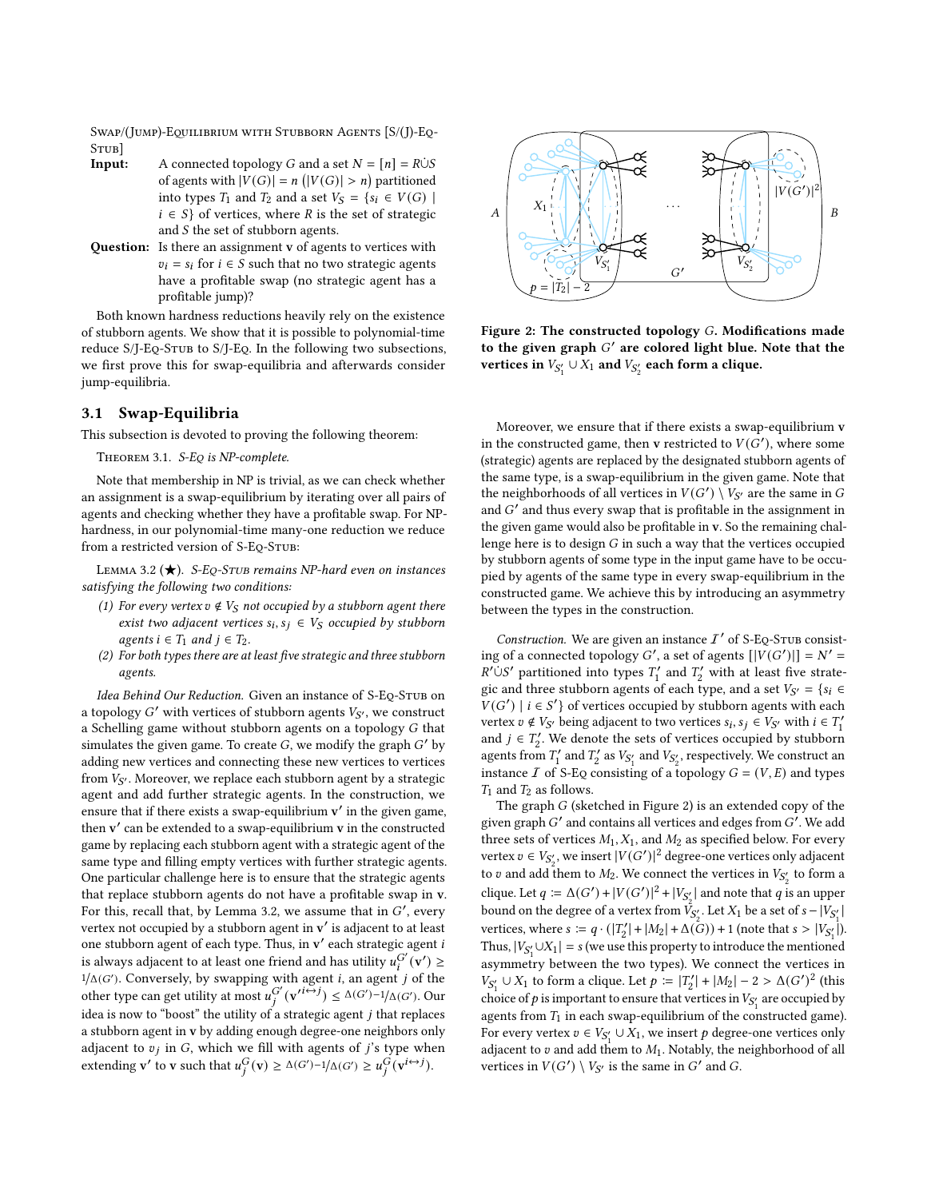Swap/(Jump)-Equilibrium with Stubborn Agents [S/(J)-Eq-Stub]

**Input:** A connected topology $G$ and a set $N = [n] = R \dot\cup S$ of agents with $|V(G)| = n$ $(|V(G)| > n)$ partitioned into types $T_1$ and $T_2$ and a set $V_S = \{s_i \in V(G) \mid i \in S\}$ of vertices, where $R$ is the set of strategic and $S$ the set of stubborn agents.

**Question:** Is there an assignment $\mathbf{v}$ of agents to vertices with $v_i = s_i$ for $i \in S$ such that no two strategic agents have a profitable swap (no strategic agent has a profitable jump)?

Both known hardness reductions heavily rely on the existence of stubborn agents. We show that it is possible to polynomial-time reduce S/J-Eq-Stub to S/J-Eq. In the following two subsections, we first prove this for swap-equilibria and afterwards consider jump-equilibria.

### 3.1 Swap-Equilibria

This subsection is devoted to proving the following theorem:

Theorem 3.1. *S-Eq is NP-complete.*

Note that membership in NP is trivial, as we can check whether an assignment is a swap-equilibrium by iterating over all pairs of agents and checking whether they have a profitable swap. For NP-hardness, in our polynomial-time many-one reduction we reduce from a restricted version of S-Eq-Stub:

Lemma 3.2 (★). *S-Eq-Stub remains NP-hard even on instances satisfying the following two conditions:*

1. *For every vertex $v \notin V_S$ not occupied by a stubborn agent there exist two adjacent vertices $s_i, s_j \in V_S$ occupied by stubborn agents $i \in T_1$ and $j \in T_2$.*
2. *For both types there are at least five strategic and three stubborn agents.*

*Idea Behind Our Reduction.* Given an instance of S-Eq-Stub on a topology $G'$ with vertices of stubborn agents $V_{S'}$, we construct a Schelling game without stubborn agents on a topology $G$ that simulates the given game. To create $G$, we modify the graph $G'$ by adding new vertices and connecting these new vertices to vertices from $V_{S'}$. Moreover, we replace each stubborn agent by a strategic agent and add further strategic agents. In the construction, we ensure that if there exists a swap-equilibrium $\mathbf{v}'$ in the given game, then $\mathbf{v}'$ can be extended to a swap-equilibrium $\mathbf{v}$ in the constructed game by replacing each stubborn agent with a strategic agent of the same type and filling empty vertices with further strategic agents. One particular challenge here is to ensure that the strategic agents that replace stubborn agents do not have a profitable swap in $\mathbf{v}$. For this, recall that, by Lemma 3.2, we assume that in $G'$, every vertex not occupied by a stubborn agent in $\mathbf{v}'$ is adjacent to at least one stubborn agent of each type. Thus, in $\mathbf{v}'$ each strategic agent $i$ is always adjacent to at least one friend and has utility $u_i^{G'}(\mathbf{v}') \geq 1/\Delta(G')$. Conversely, by swapping with agent $i$, an agent $j$ of the other type can get utility at most $u_j^{G'}(\mathbf{v}'^{i \leftrightarrow j}) \leq \Delta(G')-1/\Delta(G')$. Our idea is now to "boost" the utility of a strategic agent $j$ that replaces a stubborn agent in $\mathbf{v}$ by adding enough degree-one neighbors only adjacent to $v_j$ in $G$, which we fill with agents of $j$'s type when extending $\mathbf{v}'$ to $\mathbf{v}$ such that $u_j^G(\mathbf{v}) \geq \Delta(G')-1/\Delta(G') \geq u_j^G(\mathbf{v}^{i \leftrightarrow j})$.

$A$

$X_1$

$V_{S'_1}$

$p = |T_2| - 2$

$G'$

$\dots$

$V_{S'_2}$

$|V(G')|^2$

$B$

**Figure 2: The constructed topology $G$. Modifications made to the given graph $G'$ are colored light blue. Note that the vertices in $V_{S'_1} \cup X_1$ and $V_{S'_2}$ each form a clique.**

Moreover, we ensure that if there exists a swap-equilibrium $\mathbf{v}$ in the constructed game, then $\mathbf{v}$ restricted to $V(G')$, where some (strategic) agents are replaced by the designated stubborn agents of the same type, is a swap-equilibrium in the given game. Note that the neighborhoods of all vertices in $V(G') \setminus V_{S'}$ are the same in $G$ and $G'$ and thus every swap that is profitable in the assignment in the given game would also be profitable in $\mathbf{v}$. So the remaining challenge here is to design $G$ in such a way that the vertices occupied by stubborn agents of some type in the input game have to be occupied by agents of the same type in every swap-equilibrium in the constructed game. We achieve this by introducing an asymmetry between the types in the construction.

*Construction.* We are given an instance $\mathcal{I}'$ of S-Eq-Stub consisting of a connected topology $G'$, a set of agents $[|V(G')|] = N' = R' \dot\cup S'$ partitioned into types $T'_1$ and $T'_2$ with at least five strategic and three stubborn agents of each type, and a set $V_{S'} = \{s_i \in V(G') \mid i \in S'\}$ of vertices occupied by stubborn agents with each vertex $v \notin V_{S'}$ being adjacent to two vertices $s_i, s_j \in V_{S'}$ with $i \in T'_1$ and $j \in T'_2$. We denote the sets of vertices occupied by stubborn agents from $T'_1$ and $T'_2$ as $V_{S'_1}$ and $V_{S'_2}$, respectively. We construct an instance $\mathcal{I}$ of S-Eq consisting of a topology $G = (V, E)$ and types $T_1$ and $T_2$ as follows.

The graph $G$ (sketched in Figure 2) is an extended copy of the given graph $G'$ and contains all vertices and edges from $G'$. We add three sets of vertices $M_1, X_1$, and $M_2$ as specified below. For every vertex $v \in V_{S'_2}$, we insert $|V(G')|^2$ degree-one vertices only adjacent to $v$ and add them to $M_2$. We connect the vertices in $V_{S'_2}$ to form a clique. Let $q := \Delta(G') + |V(G')|^2 + |V_{S'_2}|$ and note that $q$ is an upper bound on the degree of a vertex from $V_{S'_2}$. Let $X_1$ be a set of $s - |V_{S'_1}|$ vertices, where $s := q \cdot (|T'_2| + |M_2| + \Delta(G)) + 1$ (note that $s > |V_{S'_1}|$). Thus, $|V_{S'_1} \cup X_1| = s$ (we use this property to introduce the mentioned asymmetry between the two types). We connect the vertices in $V_{S'_1} \cup X_1$ to form a clique. Let $p := |T'_2| + |M_2| - 2 > \Delta(G')^2$ (this choice of $p$ is important to ensure that vertices in $V_{S'_1}$ are occupied by agents from $T_1$ in each swap-equilibrium of the constructed game). For every vertex $v \in V_{S'_1} \cup X_1$, we insert $p$ degree-one vertices only adjacent to $v$ and add them to $M_1$. Notably, the neighborhood of all vertices in $V(G') \setminus V_{S'}$ is the same in $G'$ and $G$.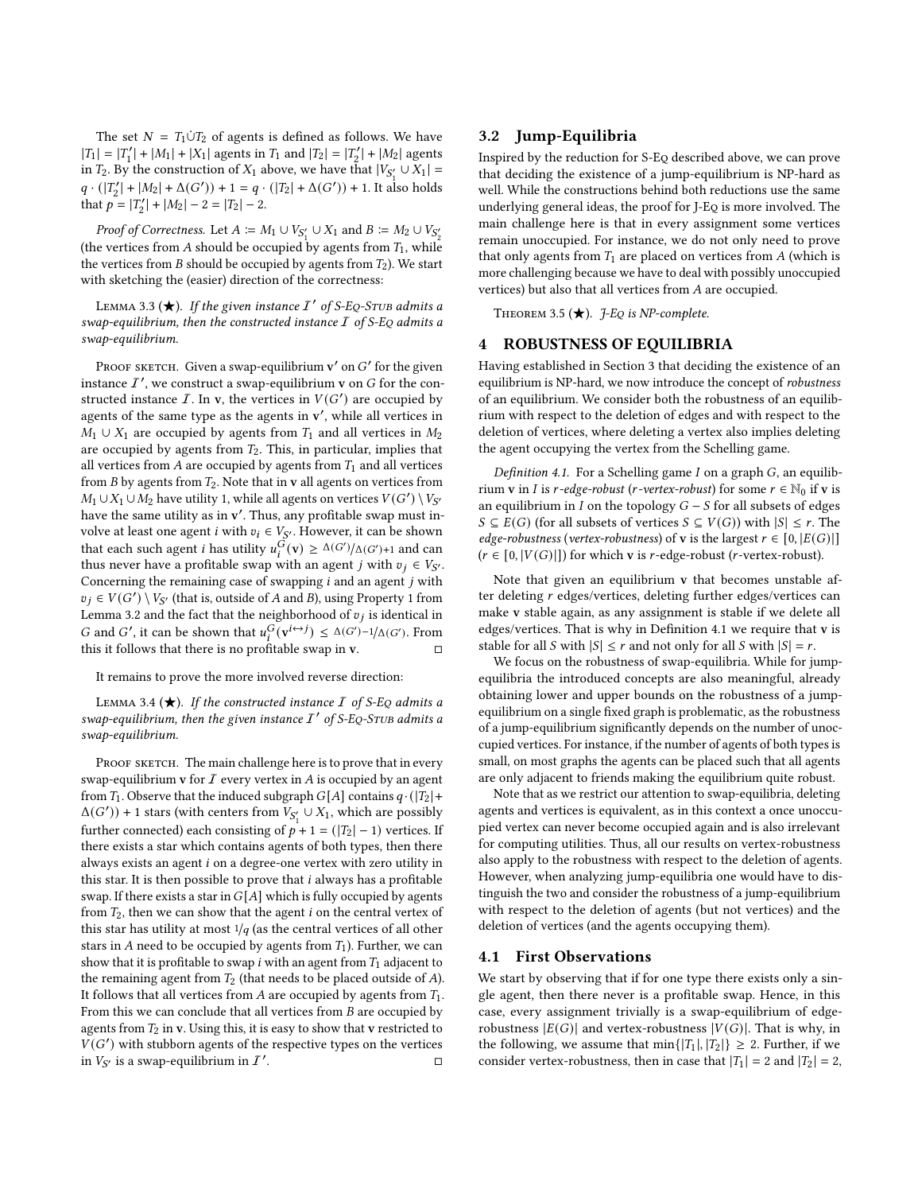The set $N = T_1 \dot\cup T_2$ of agents is defined as follows. We have $|T_1| = |T_1'| + |M_1| + |X_1|$ agents in $T_1$ and $|T_2| = |T_2'| + |M_2|$ agents in $T_2$. By the construction of $X_1$ above, we have that $|V_{S_1'} \cup X_1| = q \cdot (|T_2'| + |M_2| + \Delta(G')) + 1 = q \cdot (|T_2| + \Delta(G')) + 1$. It also holds that $p = |T_2'| + |M_2| - 2 = |T_2| - 2$.

*Proof of Correctness.* Let $A := M_1 \cup V_{S_1'} \cup X_1$ and $B := M_2 \cup V_{S_2'}$ (the vertices from $A$ should be occupied by agents from $T_1$, while the vertices from $B$ should be occupied by agents from $T_2$). We start with sketching the (easier) direction of the correctness:

Lemma 3.3 (★). *If the given instance $\mathcal{I}'$ of S-Eq-Stub admits a swap-equilibrium, then the constructed instance $\mathcal{I}$ of S-Eq admits a swap-equilibrium.*

Proof sketch. Given a swap-equilibrium $\mathbf{v}'$ on $G'$ for the given instance $\mathcal{I}'$, we construct a swap-equilibrium $\mathbf{v}$ on $G$ for the constructed instance $\mathcal{I}$. In $\mathbf{v}$, the vertices in $V(G')$ are occupied by agents of the same type as the agents in $\mathbf{v}'$, while all vertices in $M_1 \cup X_1$ are occupied by agents from $T_1$ and all vertices in $M_2$ are occupied by agents from $T_2$. This, in particular, implies that all vertices from $A$ are occupied by agents from $T_1$ and all vertices from $B$ by agents from $T_2$. Note that in $\mathbf{v}$ all agents on vertices from $M_1 \cup X_1 \cup M_2$ have utility 1, while all agents on vertices $V(G') \setminus V_{S'}$ have the same utility as in $\mathbf{v}'$. Thus, any profitable swap must involve at least one agent $i$ with $v_i \in V_{S'}$. However, it can be shown that each such agent $i$ has utility $u_i^G(\mathbf{v}) \geq \Delta(G')/\Delta(G')+1$ and can thus never have a profitable swap with an agent $j$ with $v_j \in V_{S'}$. Concerning the remaining case of swapping $i$ and an agent $j$ with $v_j \in V(G') \setminus V_{S'}$ (that is, outside of $A$ and $B$), using Property 1 from Lemma 3.2 and the fact that the neighborhood of $v_j$ is identical in $G$ and $G'$, it can be shown that $u_i^G(\mathbf{v}^{i \leftrightarrow j}) \leq \Delta(G')-1/\Delta(G')$. From this it follows that there is no profitable swap in $\mathbf{v}$. □

It remains to prove the more involved reverse direction:

Lemma 3.4 (★). *If the constructed instance $\mathcal{I}$ of S-Eq admits a swap-equilibrium, then the given instance $\mathcal{I}'$ of S-Eq-Stub admits a swap-equilibrium.*

Proof sketch. The main challenge here is to prove that in every swap-equilibrium $\mathbf{v}$ for $\mathcal{I}$ every vertex in $A$ is occupied by an agent from $T_1$. Observe that the induced subgraph $G[A]$ contains $q \cdot (|T_2| + \Delta(G')) + 1$ stars (with centers from $V_{S_1'} \cup X_1$, which are possibly further connected) each consisting of $p + 1 = (|T_2| - 1)$ vertices. If there exists a star which contains agents of both types, then there always exists an agent $i$ on a degree-one vertex with zero utility in this star. It is then possible to prove that $i$ always has a profitable swap. If there exists a star in $G[A]$ which is fully occupied by agents from $T_2$, then we can show that the agent $i$ on the central vertex of this star has utility at most $1/q$ (as the central vertices of all other stars in $A$ need to be occupied by agents from $T_1$). Further, we can show that it is profitable to swap $i$ with an agent from $T_1$ adjacent to the remaining agent from $T_2$ (that needs to be placed outside of $A$). It follows that all vertices from $A$ are occupied by agents from $T_1$. From this we can conclude that all vertices from $B$ are occupied by agents from $T_2$ in $\mathbf{v}$. Using this, it is easy to show that $\mathbf{v}$ restricted to $V(G')$ with stubborn agents of the respective types on the vertices in $V_{S'}$ is a swap-equilibrium in $\mathcal{I}'$. □

## 3.2 Jump-Equilibria

Inspired by the reduction for S-Eq described above, we can prove that deciding the existence of a jump-equilibrium is NP-hard as well. While the constructions behind both reductions use the same underlying general ideas, the proof for J-Eq is more involved. The main challenge here is that in every assignment some vertices remain unoccupied. For instance, we do not only need to prove that only agents from $T_1$ are placed on vertices from $A$ (which is more challenging because we have to deal with possibly unoccupied vertices) but also that all vertices from $A$ are occupied.

Theorem 3.5 (★). *J-Eq is NP-complete.*

# 4 ROBUSTNESS OF EQUILIBRIA

Having established in Section 3 that deciding the existence of an equilibrium is NP-hard, we now introduce the concept of *robustness* of an equilibrium. We consider both the robustness of an equilibrium with respect to the deletion of edges and with respect to the deletion of vertices, where deleting a vertex also implies deleting the agent occupying the vertex from the Schelling game.

*Definition 4.1.* For a Schelling game $I$ on a graph $G$, an equilibrium $\mathbf{v}$ in $I$ is *$r$-edge-robust* (*$r$-vertex-robust*) for some $r \in \mathbb{N}_0$ if $\mathbf{v}$ is an equilibrium in $I$ on the topology $G - S$ for all subsets of edges $S \subseteq E(G)$ (for all subsets of vertices $S \subseteq V(G)$) with $|S| \leq r$. The *edge-robustness* (*vertex-robustness*) of $\mathbf{v}$ is the largest $r \in [0, |E(G)|]$ ($r \in [0, |V(G)|]$) for which $\mathbf{v}$ is $r$-edge-robust ($r$-vertex-robust).

Note that given an equilibrium $\mathbf{v}$ that becomes unstable after deleting $r$ edges/vertices, deleting further edges/vertices can make $\mathbf{v}$ stable again, as any assignment is stable if we delete all edges/vertices. That is why in Definition 4.1 we require that $\mathbf{v}$ is stable for all $S$ with $|S| \leq r$ and not only for all $S$ with $|S| = r$.

We focus on the robustness of swap-equilibria. While for jump-equilibria the introduced concepts are also meaningful, already obtaining lower and upper bounds on the robustness of a jump-equilibrium on a single fixed graph is problematic, as the robustness of a jump-equilibrium significantly depends on the number of unoccupied vertices. For instance, if the number of agents of both types is small, on most graphs the agents can be placed such that all agents are only adjacent to friends making the equilibrium quite robust.

Note that as we restrict our attention to swap-equilibria, deleting agents and vertices is equivalent, as in this context a once unoccupied vertex can never become occupied again and is also irrelevant for computing utilities. Thus, all our results on vertex-robustness also apply to the robustness with respect to the deletion of agents. However, when analyzing jump-equilibria one would have to distinguish the two and consider the robustness of a jump-equilibrium with respect to the deletion of agents (but not vertices) and the deletion of vertices (and the agents occupying them).

## 4.1 First Observations

We start by observing that if for one type there exists only a single agent, then there never is a profitable swap. Hence, in this case, every assignment trivially is a swap-equilibrium of edge-robustness $|E(G)|$ and vertex-robustness $|V(G)|$. That is why, in the following, we assume that $\min\{|T_1|, |T_2|\} \geq 2$. Further, if we consider vertex-robustness, then in case that $|T_1| = 2$ and $|T_2| = 2$,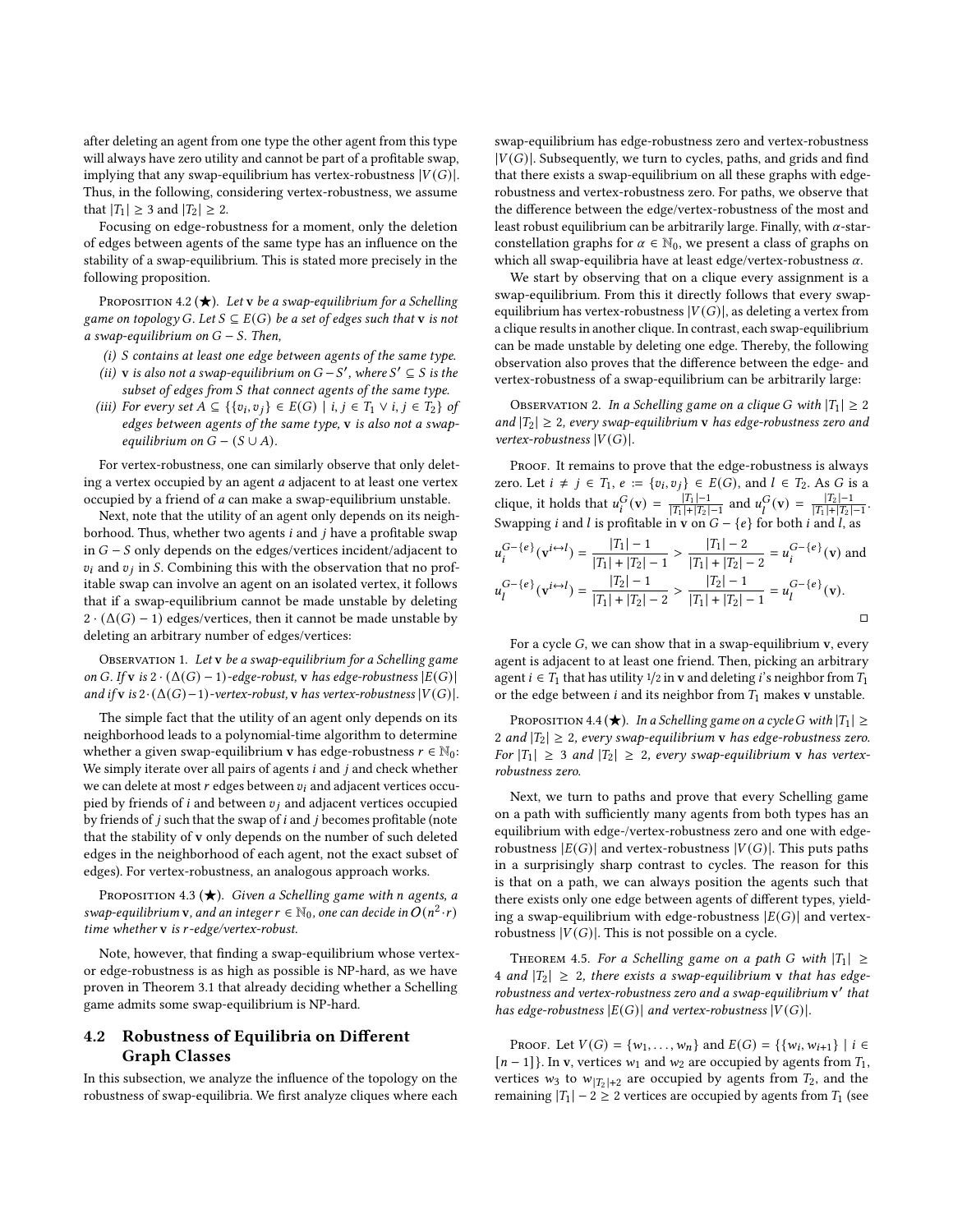after deleting an agent from one type the other agent from this type will always have zero utility and cannot be part of a profitable swap, implying that any swap-equilibrium has vertex-robustness $|V(G)|$. Thus, in the following, considering vertex-robustness, we assume that $|T_1| \geq 3$ and $|T_2| \geq 2$.

Focusing on edge-robustness for a moment, only the deletion of edges between agents of the same type has an influence on the stability of a swap-equilibrium. This is stated more precisely in the following proposition.

Proposition 4.2 (★). *Let* $\mathbf{v}$ *be a swap-equilibrium for a Schelling game on topology* $G$. *Let* $S \subseteq E(G)$ *be a set of edges such that* $\mathbf{v}$ *is not a swap-equilibrium on* $G - S$. *Then,*

- *(i)* $S$ *contains at least one edge between agents of the same type.*
- *(ii)* $\mathbf{v}$ *is also not a swap-equilibrium on* $G - S'$, *where* $S' \subseteq S$ *is the subset of edges from* $S$ *that connect agents of the same type.*
- *(iii) For every set* $A \subseteq \{\{v_i, v_j\} \in E(G) \mid i, j \in T_1 \vee i, j \in T_2\}$ *of edges between agents of the same type,* $\mathbf{v}$ *is also not a swap-equilibrium on* $G - (S \cup A)$.

For vertex-robustness, one can similarly observe that only deleting a vertex occupied by an agent $a$ adjacent to at least one vertex occupied by a friend of $a$ can make a swap-equilibrium unstable.

Next, note that the utility of an agent only depends on its neighborhood. Thus, whether two agents $i$ and $j$ have a profitable swap in $G - S$ only depends on the edges/vertices incident/adjacent to $v_i$ and $v_j$ in $S$. Combining this with the observation that no profitable swap can involve an agent on an isolated vertex, it follows that if a swap-equilibrium cannot be made unstable by deleting $2 \cdot (\Delta(G) - 1)$ edges/vertices, then it cannot be made unstable by deleting an arbitrary number of edges/vertices:

Observation 1. *Let* $\mathbf{v}$ *be a swap-equilibrium for a Schelling game on* $G$. *If* $\mathbf{v}$ *is* $2 \cdot (\Delta(G) - 1)$*-edge-robust,* $\mathbf{v}$ *has edge-robustness* $|E(G)|$ *and if* $\mathbf{v}$ *is* $2 \cdot (\Delta(G) - 1)$*-vertex-robust,* $\mathbf{v}$ *has vertex-robustness* $|V(G)|$.

The simple fact that the utility of an agent only depends on its neighborhood leads to a polynomial-time algorithm to determine whether a given swap-equilibrium $\mathbf{v}$ has edge-robustness $r \in \mathbb{N}_0$: We simply iterate over all pairs of agents $i$ and $j$ and check whether we can delete at most $r$ edges between $v_i$ and adjacent vertices occupied by friends of $i$ and between $v_j$ and adjacent vertices occupied by friends of $j$ such that the swap of $i$ and $j$ becomes profitable (note that the stability of $\mathbf{v}$ only depends on the number of such deleted edges in the neighborhood of each agent, not the exact subset of edges). For vertex-robustness, an analogous approach works.

Proposition 4.3 (★). *Given a Schelling game with* $n$ *agents, a swap-equilibrium* $\mathbf{v}$, *and an integer* $r \in \mathbb{N}_0$, *one can decide in* $O(n^2 \cdot r)$ *time whether* $\mathbf{v}$ *is* $r$*-edge/vertex-robust.*

Note, however, that finding a swap-equilibrium whose vertex- or edge-robustness is as high as possible is NP-hard, as we have proven in Theorem 3.1 that already deciding whether a Schelling game admits some swap-equilibrium is NP-hard.

## 4.2 Robustness of Equilibria on Different Graph Classes

In this subsection, we analyze the influence of the topology on the robustness of swap-equilibria. We first analyze cliques where each swap-equilibrium has edge-robustness zero and vertex-robustness $|V(G)|$. Subsequently, we turn to cycles, paths, and grids and find that there exists a swap-equilibrium on all these graphs with edge-robustness and vertex-robustness zero. For paths, we observe that the difference between the edge/vertex-robustness of the most and least robust equilibrium can be arbitrarily large. Finally, with $\alpha$-star-constellation graphs for $\alpha \in \mathbb{N}_0$, we present a class of graphs on which all swap-equilibria have at least edge/vertex-robustness $\alpha$.

We start by observing that on a clique every assignment is a swap-equilibrium. From this it directly follows that every swap-equilibrium has vertex-robustness $|V(G)|$, as deleting a vertex from a clique results in another clique. In contrast, each swap-equilibrium can be made unstable by deleting one edge. Thereby, the following observation also proves that the difference between the edge- and vertex-robustness of a swap-equilibrium can be arbitrarily large:

Observation 2. *In a Schelling game on a clique* $G$ *with* $|T_1| \geq 2$ *and* $|T_2| \geq 2$, *every swap-equilibrium* $\mathbf{v}$ *has edge-robustness zero and vertex-robustness* $|V(G)|$.

Proof. It remains to prove that the edge-robustness is always zero. Let $i \neq j \in T_1$, $e := \{v_i, v_j\} \in E(G)$, and $l \in T_2$. As $G$ is a clique, it holds that $u_i^G(\mathbf{v}) = \frac{|T_1|-1}{|T_1|+|T_2|-1}$ and $u_l^G(\mathbf{v}) = \frac{|T_2|-1}{|T_1|+|T_2|-1}$. Swapping $i$ and $l$ is profitable in $\mathbf{v}$ on $G - \{e\}$ for both $i$ and $l$, as

$$u_i^{G-\{e\}}(\mathbf{v}^{i \leftrightarrow l}) = \frac{|T_1| - 1}{|T_1| + |T_2| - 1} > \frac{|T_1| - 2}{|T_1| + |T_2| - 2} = u_i^{G-\{e\}}(\mathbf{v}) \text{ and}$$

$$u_l^{G-\{e\}}(\mathbf{v}^{i \leftrightarrow l}) = \frac{|T_2| - 1}{|T_1| + |T_2| - 2} > \frac{|T_2| - 1}{|T_1| + |T_2| - 1} = u_l^{G-\{e\}}(\mathbf{v}).$$

□

For a cycle $G$, we can show that in a swap-equilibrium $\mathbf{v}$, every agent is adjacent to at least one friend. Then, picking an arbitrary agent $i \in T_1$ that has utility $1/2$ in $\mathbf{v}$ and deleting $i$'s neighbor from $T_1$ or the edge between $i$ and its neighbor from $T_1$ makes $\mathbf{v}$ unstable.

Proposition 4.4 (★). *In a Schelling game on a cycle* $G$ *with* $|T_1| \geq 2$ *and* $|T_2| \geq 2$, *every swap-equilibrium* $\mathbf{v}$ *has edge-robustness zero. For* $|T_1| \geq 3$ *and* $|T_2| \geq 2$, *every swap-equilibrium* $\mathbf{v}$ *has vertex-robustness zero.*

Next, we turn to paths and prove that every Schelling game on a path with sufficiently many agents from both types has an equilibrium with edge-/vertex-robustness zero and one with edge-robustness $|E(G)|$ and vertex-robustness $|V(G)|$. This puts paths in a surprisingly sharp contrast to cycles. The reason for this is that on a path, we can always position the agents such that there exists only one edge between agents of different types, yielding a swap-equilibrium with edge-robustness $|E(G)|$ and vertex-robustness $|V(G)|$. This is not possible on a cycle.

Theorem 4.5. *For a Schelling game on a path* $G$ *with* $|T_1| \geq 4$ *and* $|T_2| \geq 2$, *there exists a swap-equilibrium* $\mathbf{v}$ *that has edge-robustness and vertex-robustness zero and a swap-equilibrium* $\mathbf{v}'$ *that has edge-robustness* $|E(G)|$ *and vertex-robustness* $|V(G)|$.

Proof. Let $V(G) = \{w_1, \ldots, w_n\}$ and $E(G) = \{\{w_i, w_{i+1}\} \mid i \in [n-1]\}$. In $\mathbf{v}$, vertices $w_1$ and $w_2$ are occupied by agents from $T_1$, vertices $w_3$ to $w_{|T_2|+2}$ are occupied by agents from $T_2$, and the remaining $|T_1| - 2 \geq 2$ vertices are occupied by agents from $T_1$ (see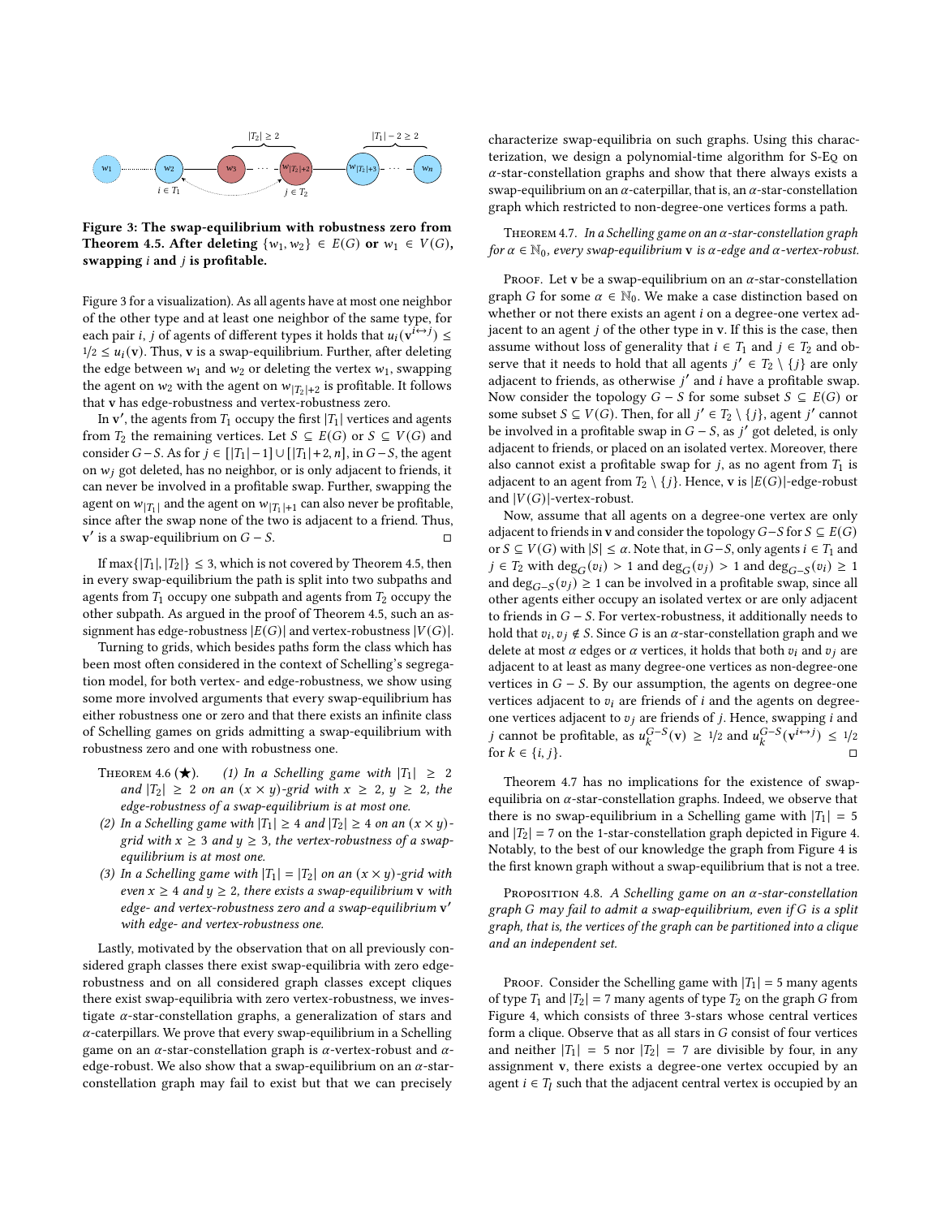**Figure 3: The swap-equilibrium with robustness zero from Theorem 4.5. After deleting $\{w_1, w_2\} \in E(G)$ or $w_1 \in V(G)$, swapping $i$ and $j$ is profitable.**

Figure 3 for a visualization). As all agents have at most one neighbor of the other type and at least one neighbor of the same type, for each pair $i, j$ of agents of different types it holds that $u_i(\mathbf{v}^{i\leftrightarrow j}) \leq 1/2 \leq u_i(\mathbf{v})$. Thus, $\mathbf{v}$ is a swap-equilibrium. Further, after deleting the edge between $w_1$ and $w_2$ or deleting the vertex $w_1$, swapping the agent on $w_2$ with the agent on $w_{|T_2|+2}$ is profitable. It follows that $\mathbf{v}$ has edge-robustness and vertex-robustness zero.

In $\mathbf{v}'$, the agents from $T_1$ occupy the first $|T_1|$ vertices and agents from $T_2$ the remaining vertices. Let $S \subseteq E(G)$ or $S \subseteq V(G)$ and consider $G - S$. As for $j \in [|T_1|-1] \cup [|T_1|+2, n]$, in $G-S$, the agent on $w_j$ got deleted, has no neighbor, or is only adjacent to friends, it can never be involved in a profitable swap. Further, swapping the agent on $w_{|T_1|}$ and the agent on $w_{|T_1|+1}$ can also never be profitable, since after the swap none of the two is adjacent to a friend. Thus, $\mathbf{v}'$ is a swap-equilibrium on $G - S$. ◻

If $\max\{|T_1|, |T_2|\} \leq 3$, which is not covered by Theorem 4.5, then in every swap-equilibrium the path is split into two subpaths and agents from $T_1$ occupy one subpath and agents from $T_2$ occupy the other subpath. As argued in the proof of Theorem 4.5, such an assignment has edge-robustness $|E(G)|$ and vertex-robustness $|V(G)|$.

Turning to grids, which besides paths form the class which has been most often considered in the context of Schelling's segregation model, for both vertex- and edge-robustness, we show using some more involved arguments that every swap-equilibrium has either robustness one or zero and that there exists an infinite class of Schelling games on grids admitting a swap-equilibrium with robustness zero and one with robustness one.

Theorem 4.6 (★). *(1) In a Schelling game with $|T_1| \geq 2$ and $|T_2| \geq 2$ on an $(x \times y)$-grid with $x \geq 2$, $y \geq 2$, the edge-robustness of a swap-equilibrium is at most one.*

*(2) In a Schelling game with $|T_1| \geq 4$ and $|T_2| \geq 4$ on an $(x \times y)$-grid with $x \geq 3$ and $y \geq 3$, the vertex-robustness of a swap-equilibrium is at most one.*

*(3) In a Schelling game with $|T_1| = |T_2|$ on an $(x \times y)$-grid with even $x \geq 4$ and $y \geq 2$, there exists a swap-equilibrium $\mathbf{v}$ with edge- and vertex-robustness zero and a swap-equilibrium $\mathbf{v}'$ with edge- and vertex-robustness one.*

Lastly, motivated by the observation that on all previously considered graph classes there exist swap-equilibria with zero edge-robustness and on all considered graph classes except cliques there exist swap-equilibria with zero vertex-robustness, we investigate $\alpha$-star-constellation graphs, a generalization of stars and $\alpha$-caterpillars. We prove that every swap-equilibrium in a Schelling game on an $\alpha$-star-constellation graph is $\alpha$-vertex-robust and $\alpha$-edge-robust. We also show that a swap-equilibrium on an $\alpha$-star-constellation graph may fail to exist but that we can precisely characterize swap-equilibria on such graphs. Using this characterization, we design a polynomial-time algorithm for S-Eq on $\alpha$-star-constellation graphs and show that there always exists a swap-equilibrium on an $\alpha$-caterpillar, that is, an $\alpha$-star-constellation graph which restricted to non-degree-one vertices forms a path.

Theorem 4.7. *In a Schelling game on an $\alpha$-star-constellation graph for $\alpha \in \mathbb{N}_0$, every swap-equilibrium $\mathbf{v}$ is $\alpha$-edge and $\alpha$-vertex-robust.*

Proof. Let $\mathbf{v}$ be a swap-equilibrium on an $\alpha$-star-constellation graph $G$ for some $\alpha \in \mathbb{N}_0$. We make a case distinction based on whether or not there exists an agent $i$ on a degree-one vertex adjacent to an agent $j$ of the other type in $\mathbf{v}$. If this is the case, then assume without loss of generality that $i \in T_1$ and $j \in T_2$ and observe that it needs to hold that all agents $j' \in T_2 \setminus \{j\}$ are only adjacent to friends, as otherwise $j'$ and $i$ have a profitable swap. Now consider the topology $G - S$ for some subset $S \subseteq E(G)$ or some subset $S \subseteq V(G)$. Then, for all $j' \in T_2 \setminus \{j\}$, agent $j'$ cannot be involved in a profitable swap in $G - S$, as $j'$ got deleted, is only adjacent to friends, or placed on an isolated vertex. Moreover, there also cannot exist a profitable swap for $j$, as no agent from $T_1$ is adjacent to an agent from $T_2 \setminus \{j\}$. Hence, $\mathbf{v}$ is $|E(G)|$-edge-robust and $|V(G)|$-vertex-robust.

Now, assume that all agents on a degree-one vertex are only adjacent to friends in $\mathbf{v}$ and consider the topology $G-S$ for $S \subseteq E(G)$ or $S \subseteq V(G)$ with $|S| \leq \alpha$. Note that, in $G-S$, only agents $i \in T_1$ and $j \in T_2$ with $\deg_G(v_i) > 1$ and $\deg_G(v_j) > 1$ and $\deg_{G-S}(v_i) \geq 1$ and $\deg_{G-S}(v_j) \geq 1$ can be involved in a profitable swap, since all other agents either occupy an isolated vertex or are only adjacent to friends in $G - S$. For vertex-robustness, it additionally needs to hold that $v_i, v_j \notin S$. Since $G$ is an $\alpha$-star-constellation graph and we delete at most $\alpha$ edges or $\alpha$ vertices, it holds that both $v_i$ and $v_j$ are adjacent to at least as many degree-one vertices as non-degree-one vertices in $G - S$. By our assumption, the agents on degree-one vertices adjacent to $v_i$ are friends of $i$ and the agents on degree-one vertices adjacent to $v_j$ are friends of $j$. Hence, swapping $i$ and $j$ cannot be profitable, as $u_k^{G-S}(\mathbf{v}) \geq 1/2$ and $u_k^{G-S}(\mathbf{v}^{i\leftrightarrow j}) \leq 1/2$ for $k \in \{i, j\}$. ◻

Theorem 4.7 has no implications for the existence of swap-equilibria on $\alpha$-star-constellation graphs. Indeed, we observe that there is no swap-equilibrium in a Schelling game with $|T_1| = 5$ and $|T_2| = 7$ on the 1-star-constellation graph depicted in Figure 4. Notably, to the best of our knowledge the graph from Figure 4 is the first known graph without a swap-equilibrium that is not a tree.

Proposition 4.8. *A Schelling game on an $\alpha$-star-constellation graph $G$ may fail to admit a swap-equilibrium, even if $G$ is a split graph, that is, the vertices of the graph can be partitioned into a clique and an independent set.*

Proof. Consider the Schelling game with $|T_1| = 5$ many agents of type $T_1$ and $|T_2| = 7$ many agents of type $T_2$ on the graph $G$ from Figure 4, which consists of three 3-stars whose central vertices form a clique. Observe that as all stars in $G$ consist of four vertices and neither $|T_1| = 5$ nor $|T_2| = 7$ are divisible by four, in any assignment $\mathbf{v}$, there exists a degree-one vertex occupied by an agent $i \in T_l$ such that the adjacent central vertex is occupied by an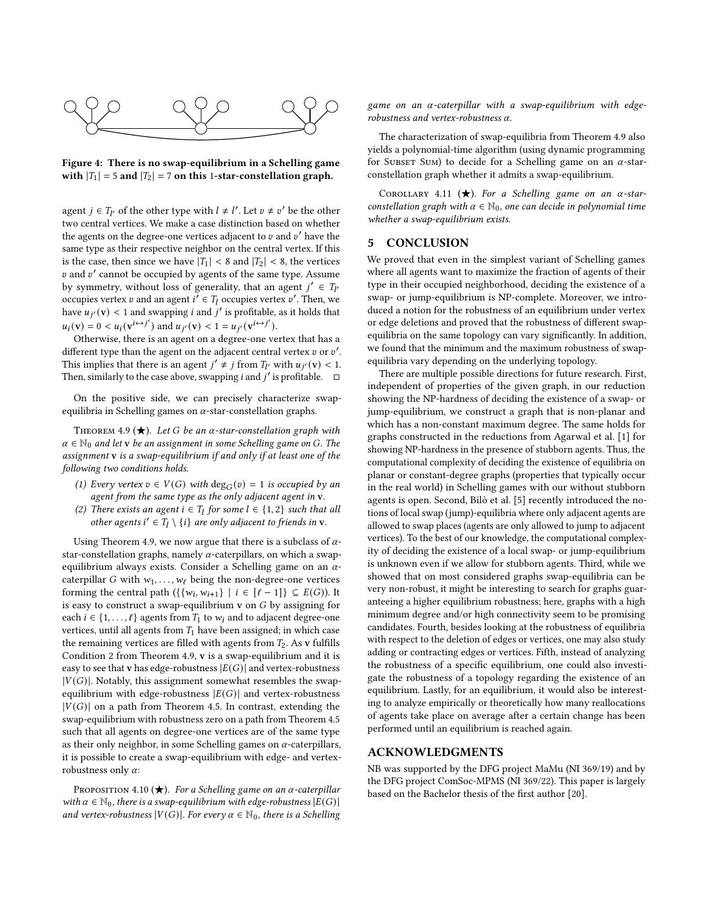**Figure 4: There is no swap-equilibrium in a Schelling game with $|T_1| = 5$ and $|T_2| = 7$ on this 1-star-constellation graph.**

agent $j \in T_{l'}$ of the other type with $l \neq l'$. Let $v \neq v'$ be the other two central vertices. We make a case distinction based on whether the agents on the degree-one vertices adjacent to $v$ and $v'$ have the same type as their respective neighbor on the central vertex. If this is the case, then since we have $|T_1| < 8$ and $|T_2| < 8$, the vertices $v$ and $v'$ cannot be occupied by agents of the same type. Assume by symmetry, without loss of generality, that an agent $j' \in T_{l'}$ occupies vertex $v$ and an agent $i' \in T_l$ occupies vertex $v'$. Then, we have $u_{j'}(\mathbf{v}) < 1$ and swapping $i$ and $j'$ is profitable, as it holds that $u_i(\mathbf{v}) = 0 < u_i(\mathbf{v}^{i \leftrightarrow j'})$ and $u_{j'}(\mathbf{v}) < 1 = u_{j'}(\mathbf{v}^{i \leftrightarrow j'})$.

Otherwise, there is an agent on a degree-one vertex that has a different type than the agent on the adjacent central vertex $v$ or $v'$. This implies that there is an agent $j' \neq j$ from $T_{l'}$ with $u_{j'}(\mathbf{v}) < 1$. Then, similarly to the case above, swapping $i$ and $j'$ is profitable. $\square$

On the positive side, we can precisely characterize swap-equilibria in Schelling games on $\alpha$-star-constellation graphs.

Theorem 4.9 (★). *Let $G$ be an $\alpha$-star-constellation graph with $\alpha \in \mathbb{N}_0$ and let $\mathbf{v}$ be an assignment in some Schelling game on $G$. The assignment $\mathbf{v}$ is a swap-equilibrium if and only if at least one of the following two conditions holds.*

1. *Every vertex $v \in V(G)$ with $\deg_G(v) = 1$ is occupied by an agent from the same type as the only adjacent agent in $\mathbf{v}$.*
2. *There exists an agent $i \in T_l$ for some $l \in \{1, 2\}$ such that all other agents $i' \in T_l \setminus \{i\}$ are only adjacent to friends in $\mathbf{v}$.*

Using Theorem 4.9, we now argue that there is a subclass of $\alpha$-star-constellation graphs, namely $\alpha$-caterpillars, on which a swap-equilibrium always exists. Consider a Schelling game on an $\alpha$-caterpillar $G$ with $w_1, \ldots, w_\ell$ being the non-degree-one vertices forming the central path ($\{\{w_i, w_{i+1}\} \mid i \in [\ell - 1]\} \subseteq E(G)$). It is easy to construct a swap-equilibrium $\mathbf{v}$ on $G$ by assigning for each $i \in \{1, \ldots, \ell\}$ agents from $T_1$ to $w_i$ and to adjacent degree-one vertices, until all agents from $T_1$ have been assigned; in which case the remaining vertices are filled with agents from $T_2$. As $\mathbf{v}$ fulfills Condition 2 from Theorem 4.9, $\mathbf{v}$ is a swap-equilibrium and it is easy to see that $\mathbf{v}$ has edge-robustness $|E(G)|$ and vertex-robustness $|V(G)|$. Notably, this assignment somewhat resembles the swap-equilibrium with edge-robustness $|E(G)|$ and vertex-robustness $|V(G)|$ on a path from Theorem 4.5. In contrast, extending the swap-equilibrium with robustness zero on a path from Theorem 4.5 such that all agents on degree-one vertices are of the same type as their only neighbor, in some Schelling games on $\alpha$-caterpillars, it is possible to create a swap-equilibrium with edge- and vertex-robustness only $\alpha$:

Proposition 4.10 (★). *For a Schelling game on an $\alpha$-caterpillar with $\alpha \in \mathbb{N}_0$, there is a swap-equilibrium with edge-robustness $|E(G)|$ and vertex-robustness $|V(G)|$. For every $\alpha \in \mathbb{N}_0$, there is a Schelling game on an $\alpha$-caterpillar with a swap-equilibrium with edge-robustness and vertex-robustness $\alpha$.*

The characterization of swap-equilibria from Theorem 4.9 also yields a polynomial-time algorithm (using dynamic programming for Subset Sum) to decide for a Schelling game on an $\alpha$-star-constellation graph whether it admits a swap-equilibrium.

Corollary 4.11 (★). *For a Schelling game on an $\alpha$-star-constellation graph with $\alpha \in \mathbb{N}_0$, one can decide in polynomial time whether a swap-equilibrium exists.*

## 5 CONCLUSION

We proved that even in the simplest variant of Schelling games where all agents want to maximize the fraction of agents of their type in their occupied neighborhood, deciding the existence of a swap- or jump-equilibrium is NP-complete. Moreover, we introduced a notion for the robustness of an equilibrium under vertex or edge deletions and proved that the robustness of different swap-equilibria on the same topology can vary significantly. In addition, we found that the minimum and the maximum robustness of swap-equilibria vary depending on the underlying topology.

There are multiple possible directions for future research. First, independent of properties of the given graph, in our reduction showing the NP-hardness of deciding the existence of a swap- or jump-equilibrium, we construct a graph that is non-planar and which has a non-constant maximum degree. The same holds for graphs constructed in the reductions from Agarwal et al. [1] for showing NP-hardness in the presence of stubborn agents. Thus, the computational complexity of deciding the existence of equilibria on planar or constant-degree graphs (properties that typically occur in the real world) in Schelling games with our without stubborn agents is open. Second, Bilò et al. [5] recently introduced the notions of local swap (jump)-equilibria where only adjacent agents are allowed to swap places (agents are only allowed to jump to adjacent vertices). To the best of our knowledge, the computational complexity of deciding the existence of a local swap- or jump-equilibrium is unknown even if we allow for stubborn agents. Third, while we showed that on most considered graphs swap-equilibria can be very non-robust, it might be interesting to search for graphs guaranteeing a higher equilibrium robustness; here, graphs with a high minimum degree and/or high connectivity seem to be promising candidates. Fourth, besides looking at the robustness of equilibria with respect to the deletion of edges or vertices, one may also study adding or contracting edges or vertices. Fifth, instead of analyzing the robustness of a specific equilibrium, one could also investigate the robustness of a topology regarding the existence of an equilibrium. Lastly, for an equilibrium, it would also be interesting to analyze empirically or theoretically how many reallocations of agents take place on average after a certain change has been performed until an equilibrium is reached again.

## ACKNOWLEDGMENTS

NB was supported by the DFG project MaMu (NI 369/19) and by the DFG project ComSoc-MPMS (NI 369/22). This paper is largely based on the Bachelor thesis of the first author [20].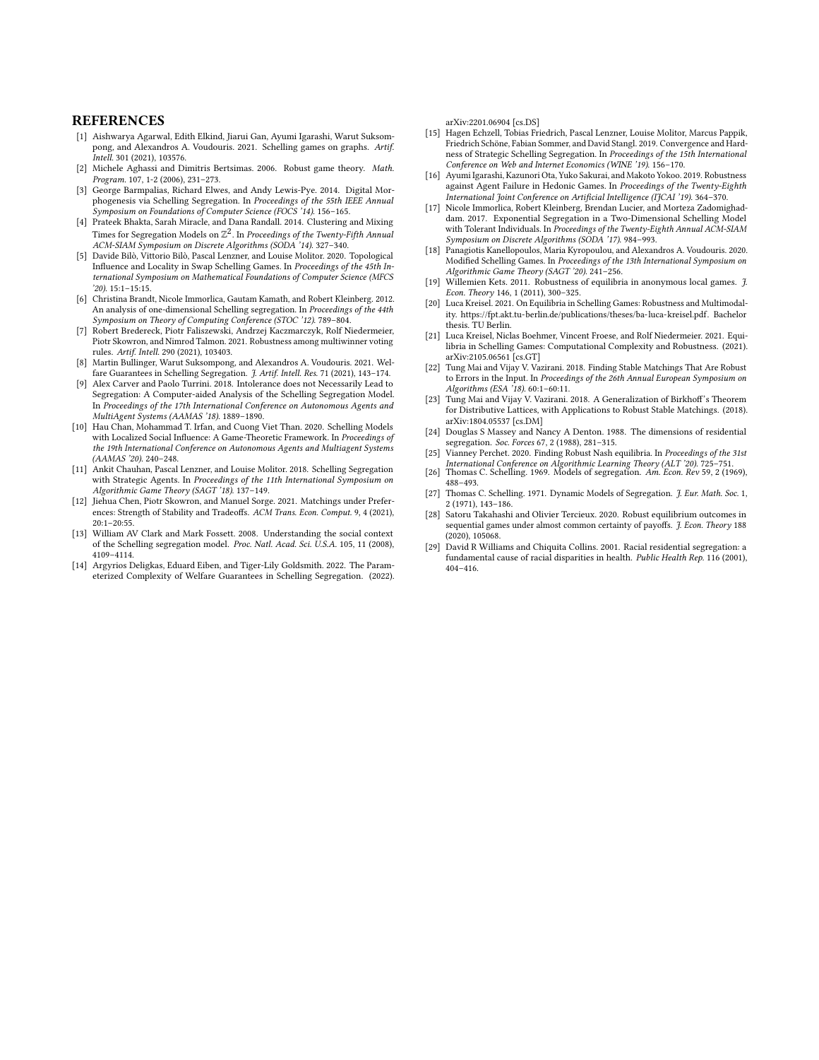## REFERENCES

[1] Aishwarya Agarwal, Edith Elkind, Jiarui Gan, Ayumi Igarashi, Warut Suksompong, and Alexandros A. Voudouris. 2021. Schelling games on graphs. *Artif. Intell.* 301 (2021), 103576.

[2] Michele Aghassi and Dimitris Bertsimas. 2006. Robust game theory. *Math. Program.* 107, 1-2 (2006), 231–273.

[3] George Barmpalias, Richard Elwes, and Andy Lewis-Pye. 2014. Digital Morphogenesis via Schelling Segregation. In *Proceedings of the 55th IEEE Annual Symposium on Foundations of Computer Science (FOCS '14)*. 156–165.

[4] Prateek Bhakta, Sarah Miracle, and Dana Randall. 2014. Clustering and Mixing Times for Segregation Models on $\mathbb{Z}^2$. In *Proceedings of the Twenty-Fifth Annual ACM-SIAM Symposium on Discrete Algorithms (SODA '14)*. 327–340.

[5] Davide Bilò, Vittorio Bilò, Pascal Lenzner, and Louise Molitor. 2020. Topological Influence and Locality in Swap Schelling Games. In *Proceedings of the 45th International Symposium on Mathematical Foundations of Computer Science (MFCS '20)*. 15:1–15:15.

[6] Christina Brandt, Nicole Immorlica, Gautam Kamath, and Robert Kleinberg. 2012. An analysis of one-dimensional Schelling segregation. In *Proceedings of the 44th Symposium on Theory of Computing Conference (STOC '12)*. 789–804.

[7] Robert Bredereck, Piotr Faliszewski, Andrzej Kaczmarczyk, Rolf Niedermeier, Piotr Skowron, and Nimrod Talmon. 2021. Robustness among multiwinner voting rules. *Artif. Intell.* 290 (2021), 103403.

[8] Martin Bullinger, Warut Suksompong, and Alexandros A. Voudouris. 2021. Welfare Guarantees in Schelling Segregation. *J. Artif. Intell. Res.* 71 (2021), 143–174.

[9] Alex Carver and Paolo Turrini. 2018. Intolerance does not Necessarily Lead to Segregation: A Computer-aided Analysis of the Schelling Segregation Model. In *Proceedings of the 17th International Conference on Autonomous Agents and MultiAgent Systems (AAMAS '18)*. 1889–1890.

[10] Hau Chan, Mohammad T. Irfan, and Cuong Viet Than. 2020. Schelling Models with Localized Social Influence: A Game-Theoretic Framework. In *Proceedings of the 19th International Conference on Autonomous Agents and Multiagent Systems (AAMAS '20)*. 240–248.

[11] Ankit Chauhan, Pascal Lenzner, and Louise Molitor. 2018. Schelling Segregation with Strategic Agents. In *Proceedings of the 11th International Symposium on Algorithmic Game Theory (SAGT '18)*. 137–149.

[12] Jiehua Chen, Piotr Skowron, and Manuel Sorge. 2021. Matchings under Preferences: Strength of Stability and Tradeoffs. *ACM Trans. Econ. Comput.* 9, 4 (2021), 20:1–20:55.

[13] William AV Clark and Mark Fossett. 2008. Understanding the social context of the Schelling segregation model. *Proc. Natl. Acad. Sci. U.S.A.* 105, 11 (2008), 4109–4114.

[14] Argyrios Deligkas, Eduard Eiben, and Tiger-Lily Goldsmith. 2022. The Parameterized Complexity of Welfare Guarantees in Schelling Segregation. (2022). arXiv:2201.06904 [cs.DS]

[15] Hagen Echzell, Tobias Friedrich, Pascal Lenzner, Louise Molitor, Marcus Pappik, Friedrich Schöne, Fabian Sommer, and David Stangl. 2019. Convergence and Hardness of Strategic Schelling Segregation. In *Proceedings of the 15th International Conference on Web and Internet Economics (WINE '19)*. 156–170.

[16] Ayumi Igarashi, Kazunori Ota, Yuko Sakurai, and Makoto Yokoo. 2019. Robustness against Agent Failure in Hedonic Games. In *Proceedings of the Twenty-Eighth International Joint Conference on Artificial Intelligence (IJCAI '19)*. 364–370.

[17] Nicole Immorlica, Robert Kleinberg, Brendan Lucier, and Morteza Zadomighaddam. 2017. Exponential Segregation in a Two-Dimensional Schelling Model with Tolerant Individuals. In *Proceedings of the Twenty-Eighth Annual ACM-SIAM Symposium on Discrete Algorithms (SODA '17)*. 984–993.

[18] Panagiotis Kanellopoulos, Maria Kyropoulou, and Alexandros A. Voudouris. 2020. Modified Schelling Games. In *Proceedings of the 13th International Symposium on Algorithmic Game Theory (SAGT '20)*. 241–256.

[19] Willemien Kets. 2011. Robustness of equilibria in anonymous local games. *J. Econ. Theory* 146, 1 (2011), 300–325.

[20] Luca Kreisel. 2021. On Equilibria in Schelling Games: Robustness and Multimodality. https://fpt.akt.tu-berlin.de/publications/theses/ba-luca-kreisel.pdf. Bachelor thesis. TU Berlin.

[21] Luca Kreisel, Niclas Boehmer, Vincent Froese, and Rolf Niedermeier. 2021. Equilibria in Schelling Games: Computational Complexity and Robustness. (2021). arXiv:2105.06561 [cs.GT]

[22] Tung Mai and Vijay V. Vazirani. 2018. Finding Stable Matchings That Are Robust to Errors in the Input. In *Proceedings of the 26th Annual European Symposium on Algorithms (ESA '18)*. 60:1–60:11.

[23] Tung Mai and Vijay V. Vazirani. 2018. A Generalization of Birkhoff's Theorem for Distributive Lattices, with Applications to Robust Stable Matchings. (2018). arXiv:1804.05537 [cs.DM]

[24] Douglas S Massey and Nancy A Denton. 1988. The dimensions of residential segregation. *Soc. Forces* 67, 2 (1988), 281–315.

[25] Vianney Perchet. 2020. Finding Robust Nash equilibria. In *Proceedings of the 31st International Conference on Algorithmic Learning Theory (ALT '20)*. 725–751.

[26] Thomas C. Schelling. 1969. Models of segregation. *Am. Econ. Rev* 59, 2 (1969), 488–493.

[27] Thomas C. Schelling. 1971. Dynamic Models of Segregation. *J. Eur. Math. Soc.* 1, 2 (1971), 143–186.

[28] Satoru Takahashi and Olivier Tercieux. 2020. Robust equilibrium outcomes in sequential games under almost common certainty of payoffs. *J. Econ. Theory* 188 (2020), 105068.

[29] David R Williams and Chiquita Collins. 2001. Racial residential segregation: a fundamental cause of racial disparities in health. *Public Health Rep.* 116 (2001), 404–416.